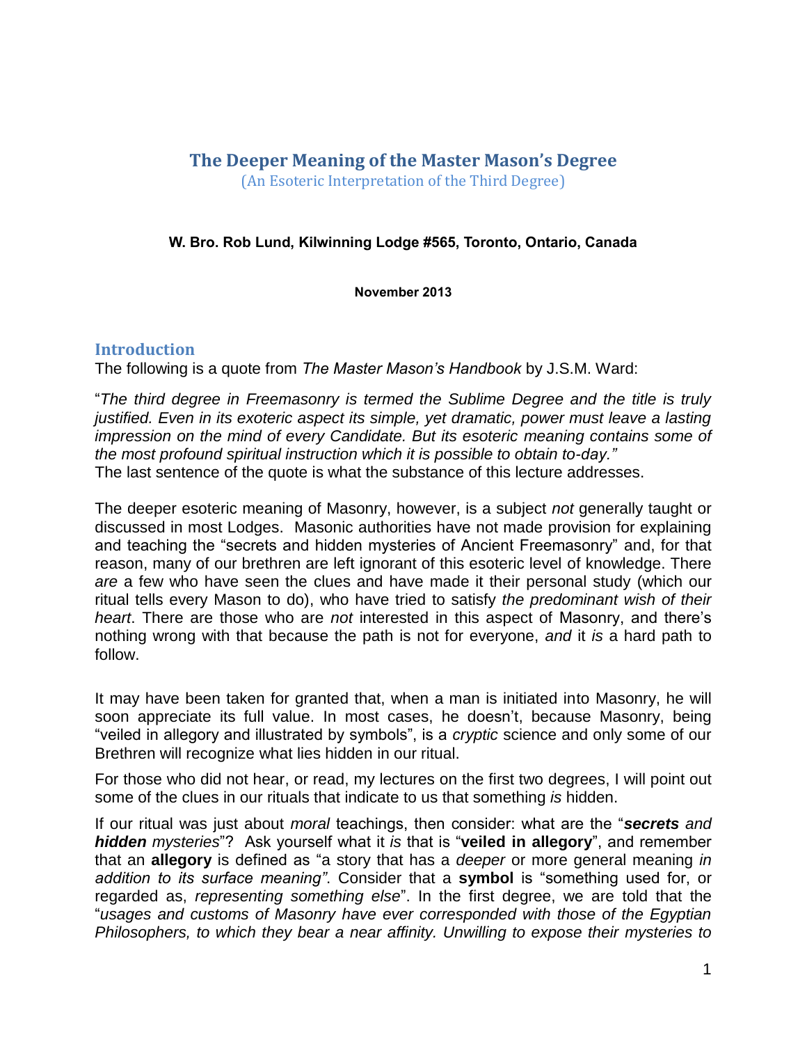# The Deeper Meaning of the Master Mason's Degree

(An Esoteric Interpretation of the Third Degree)

**W. Bro. Rob Lund, Kilwinning Lodge #565, Toronto, Ontario, Canada**

**November 2013**

## Introduction

The following is a quote from *The Master Mason's Handbook* by J.S.M. Ward:

"*The third degree in Freemasonry is termed the Sublime Degree and the title is truly justified. Even in its exoteric aspect its simple, yet dramatic, power must leave a lasting impression on the mind of every Candidate. But its esoteric meaning contains some of the most profound spiritual instruction which it is possible to obtain to-day."*
The last sentence of the quote is what the substance of this lecture addresses.

The deeper esoteric meaning of Masonry, however, is a subject *not* generally taught or discussed in most Lodges. Masonic authorities have not made provision for explaining and teaching the "secrets and hidden mysteries of Ancient Freemasonry" and, for that reason, many of our brethren are left ignorant of this esoteric level of knowledge. There *are* a few who have seen the clues and have made it their personal study (which our ritual tells every Mason to do), who have tried to satisfy *the predominant wish of their heart*. There are those who are *not* interested in this aspect of Masonry, and there's nothing wrong with that because the path is not for everyone, *and* it *is* a hard path to follow.

It may have been taken for granted that, when a man is initiated into Masonry, he will soon appreciate its full value. In most cases, he doesn't, because Masonry, being "veiled in allegory and illustrated by symbols", is a *cryptic* science and only some of our Brethren will recognize what lies hidden in our ritual.

For those who did not hear, or read, my lectures on the first two degrees, I will point out some of the clues in our rituals that indicate to us that something *is* hidden.

If our ritual was just about *moral* teachings, then consider: what are the "***secrets** and **hidden** mysteries*"? Ask yourself what it *is* that is "**veiled in allegory**", and remember that an **allegory** is defined as "a story that has a *deeper* or more general meaning *in addition to its surface meaning"*. Consider that a **symbol** is "something used for, or regarded as, *representing something else*". In the first degree, we are told that the "*usages and customs of Masonry have ever corresponded with those of the Egyptian Philosophers, to which they bear a near affinity. Unwilling to expose their mysteries to*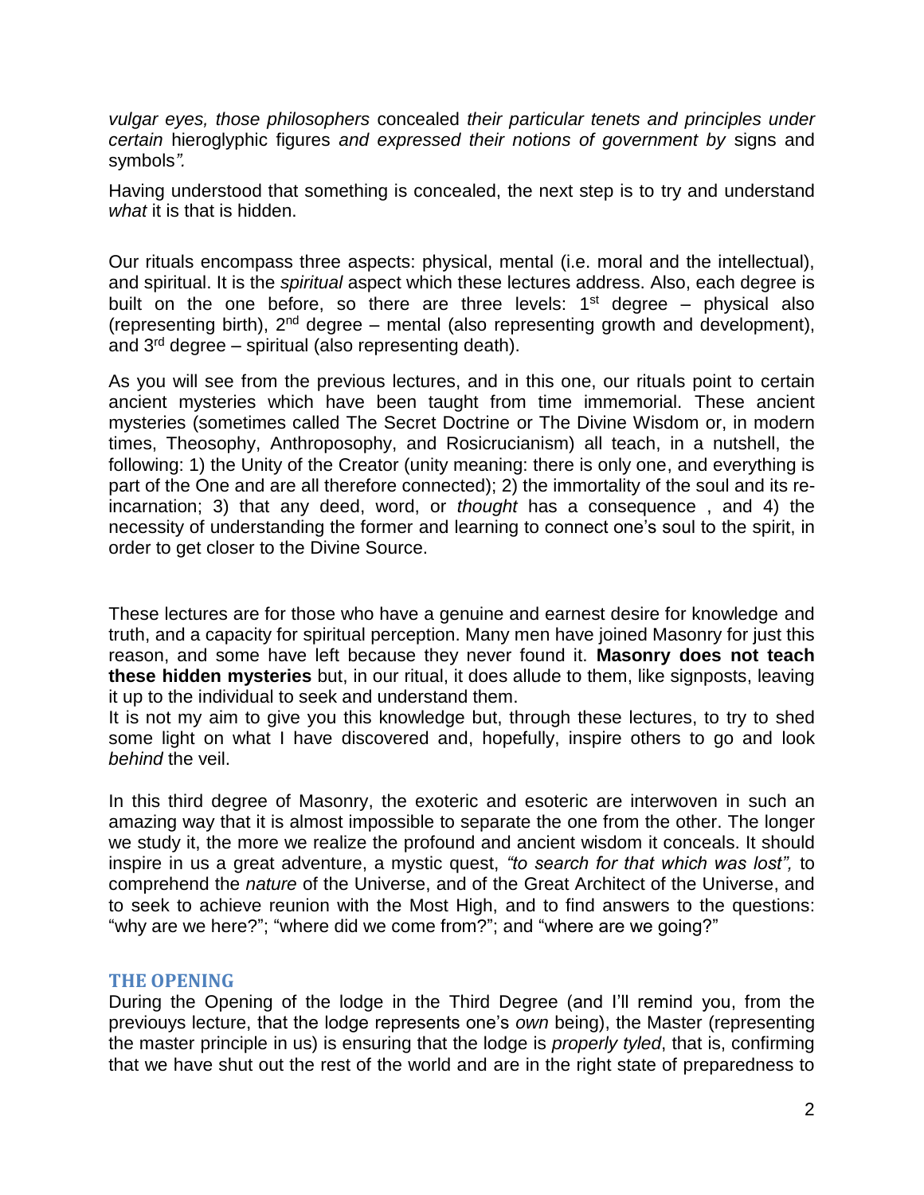*vulgar eyes, those philosophers* concealed *their particular tenets and principles under certain* hieroglyphic figures *and expressed their notions of government by* signs and symbols*".*

Having understood that something is concealed, the next step is to try and understand *what* it is that is hidden.

Our rituals encompass three aspects: physical, mental (i.e. moral and the intellectual), and spiritual. It is the *spiritual* aspect which these lectures address. Also, each degree is built on the one before, so there are three levels: 1st degree – physical also (representing birth), 2nd degree – mental (also representing growth and development), and 3rd degree – spiritual (also representing death).

As you will see from the previous lectures, and in this one, our rituals point to certain ancient mysteries which have been taught from time immemorial. These ancient mysteries (sometimes called The Secret Doctrine or The Divine Wisdom or, in modern times, Theosophy, Anthroposophy, and Rosicrucianism) all teach, in a nutshell, the following: 1) the Unity of the Creator (unity meaning: there is only one, and everything is part of the One and are all therefore connected); 2) the immortality of the soul and its re-incarnation; 3) that any deed, word, or *thought* has a consequence , and 4) the necessity of understanding the former and learning to connect one's soul to the spirit, in order to get closer to the Divine Source.

These lectures are for those who have a genuine and earnest desire for knowledge and truth, and a capacity for spiritual perception. Many men have joined Masonry for just this reason, and some have left because they never found it. **Masonry does not teach these hidden mysteries** but, in our ritual, it does allude to them, like signposts, leaving it up to the individual to seek and understand them.
It is not my aim to give you this knowledge but, through these lectures, to try to shed some light on what I have discovered and, hopefully, inspire others to go and look *behind* the veil.

In this third degree of Masonry, the exoteric and esoteric are interwoven in such an amazing way that it is almost impossible to separate the one from the other. The longer we study it, the more we realize the profound and ancient wisdom it conceals. It should inspire in us a great adventure, a mystic quest, *"to search for that which was lost",* to comprehend the *nature* of the Universe, and of the Great Architect of the Universe, and to seek to achieve reunion with the Most High, and to find answers to the questions: "why are we here?"; "where did we come from?"; and "where are we going?"

## THE OPENING

During the Opening of the lodge in the Third Degree (and I'll remind you, from the previouys lecture, that the lodge represents one's *own* being), the Master (representing the master principle in us) is ensuring that the lodge is *properly tyled*, that is, confirming that we have shut out the rest of the world and are in the right state of preparedness to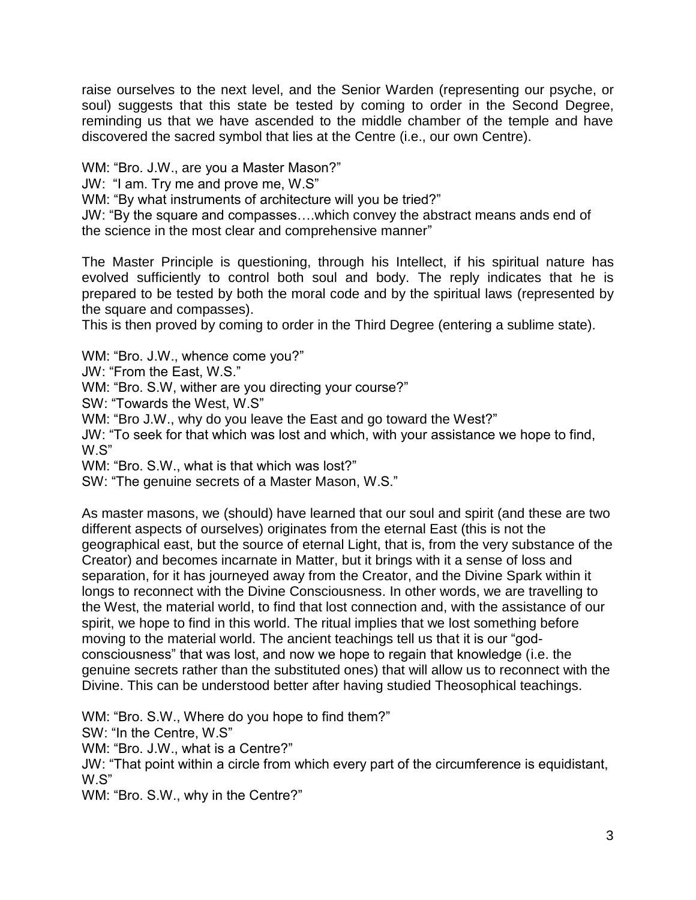raise ourselves to the next level, and the Senior Warden (representing our psyche, or soul) suggests that this state be tested by coming to order in the Second Degree, reminding us that we have ascended to the middle chamber of the temple and have discovered the sacred symbol that lies at the Centre (i.e., our own Centre).

WM: "Bro. J.W., are you a Master Mason?"
JW: "I am. Try me and prove me, W.S"
WM: "By what instruments of architecture will you be tried?"
JW: "By the square and compasses….which convey the abstract means ands end of the science in the most clear and comprehensive manner"

The Master Principle is questioning, through his Intellect, if his spiritual nature has evolved sufficiently to control both soul and body. The reply indicates that he is prepared to be tested by both the moral code and by the spiritual laws (represented by the square and compasses).
This is then proved by coming to order in the Third Degree (entering a sublime state).

WM: "Bro. J.W., whence come you?"
JW: "From the East, W.S."
WM: "Bro. S.W, wither are you directing your course?"
SW: "Towards the West, W.S"
WM: "Bro J.W., why do you leave the East and go toward the West?"
JW: "To seek for that which was lost and which, with your assistance we hope to find, W.S"
WM: "Bro. S.W., what is that which was lost?"
SW: "The genuine secrets of a Master Mason, W.S."

As master masons, we (should) have learned that our soul and spirit (and these are two different aspects of ourselves) originates from the eternal East (this is not the geographical east, but the source of eternal Light, that is, from the very substance of the Creator) and becomes incarnate in Matter, but it brings with it a sense of loss and separation, for it has journeyed away from the Creator, and the Divine Spark within it longs to reconnect with the Divine Consciousness. In other words, we are travelling to the West, the material world, to find that lost connection and, with the assistance of our spirit, we hope to find in this world. The ritual implies that we lost something before moving to the material world. The ancient teachings tell us that it is our "god-consciousness" that was lost, and now we hope to regain that knowledge (i.e. the genuine secrets rather than the substituted ones) that will allow us to reconnect with the Divine. This can be understood better after having studied Theosophical teachings.

WM: "Bro. S.W., Where do you hope to find them?"
SW: "In the Centre, W.S"
WM: "Bro. J.W., what is a Centre?"
JW: "That point within a circle from which every part of the circumference is equidistant, W.S"
WM: "Bro. S.W., why in the Centre?"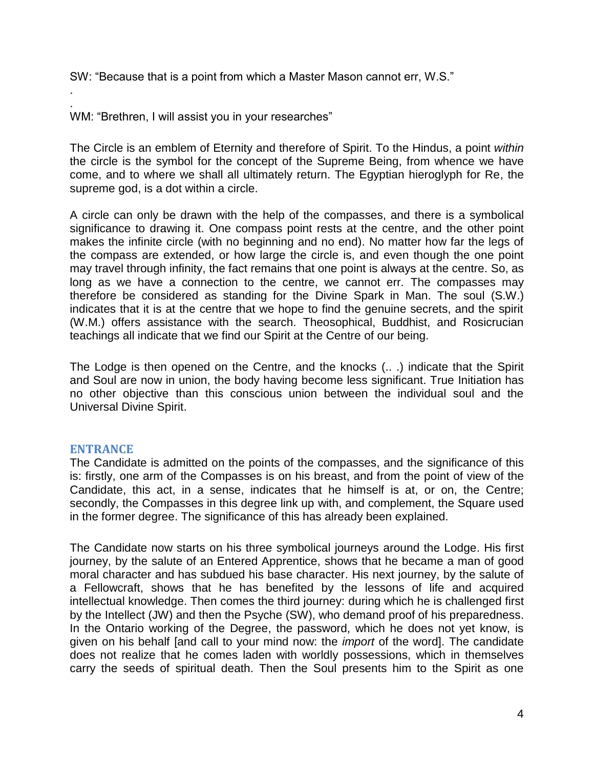SW: “Because that is a point from which a Master Mason cannot err, W.S.”

.

.

WM: “Brethren, I will assist you in your researches”

The Circle is an emblem of Eternity and therefore of Spirit. To the Hindus, a point *within* the circle is the symbol for the concept of the Supreme Being, from whence we have come, and to where we shall all ultimately return. The Egyptian hieroglyph for Re, the supreme god, is a dot within a circle.

A circle can only be drawn with the help of the compasses, and there is a symbolical significance to drawing it. One compass point rests at the centre, and the other point makes the infinite circle (with no beginning and no end). No matter how far the legs of the compass are extended, or how large the circle is, and even though the one point may travel through infinity, the fact remains that one point is always at the centre. So, as long as we have a connection to the centre, we cannot err. The compasses may therefore be considered as standing for the Divine Spark in Man. The soul (S.W.) indicates that it is at the centre that we hope to find the genuine secrets, and the spirit (W.M.) offers assistance with the search. Theosophical, Buddhist, and Rosicrucian teachings all indicate that we find our Spirit at the Centre of our being.

The Lodge is then opened on the Centre, and the knocks (.. .) indicate that the Spirit and Soul are now in union, the body having become less significant. True Initiation has no other objective than this conscious union between the individual soul and the Universal Divine Spirit.

## ENTRANCE

The Candidate is admitted on the points of the compasses, and the significance of this is: firstly, one arm of the Compasses is on his breast, and from the point of view of the Candidate, this act, in a sense, indicates that he himself is at, or on, the Centre; secondly, the Compasses in this degree link up with, and complement, the Square used in the former degree. The significance of this has already been explained.

The Candidate now starts on his three symbolical journeys around the Lodge. His first journey, by the salute of an Entered Apprentice, shows that he became a man of good moral character and has subdued his base character. His next journey, by the salute of a Fellowcraft, shows that he has benefited by the lessons of life and acquired intellectual knowledge. Then comes the third journey: during which he is challenged first by the Intellect (JW) and then the Psyche (SW), who demand proof of his preparedness. In the Ontario working of the Degree, the password, which he does not yet know, is given on his behalf [and call to your mind now: the *import* of the word]. The candidate does not realize that he comes laden with worldly possessions, which in themselves carry the seeds of spiritual death. Then the Soul presents him to the Spirit as one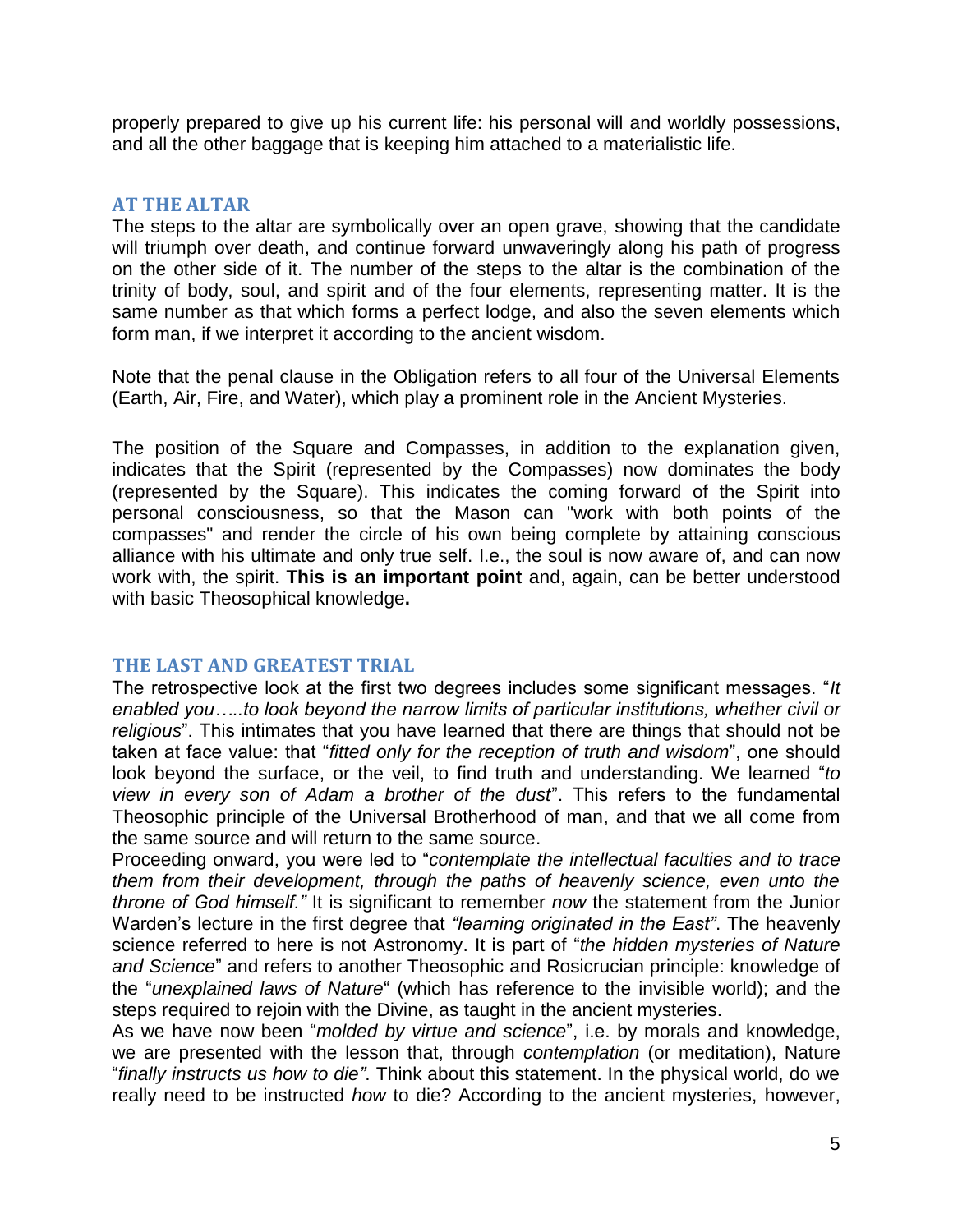properly prepared to give up his current life: his personal will and worldly possessions, and all the other baggage that is keeping him attached to a materialistic life.

## AT THE ALTAR

The steps to the altar are symbolically over an open grave, showing that the candidate will triumph over death, and continue forward unwaveringly along his path of progress on the other side of it. The number of the steps to the altar is the combination of the trinity of body, soul, and spirit and of the four elements, representing matter. It is the same number as that which forms a perfect lodge, and also the seven elements which form man, if we interpret it according to the ancient wisdom.

Note that the penal clause in the Obligation refers to all four of the Universal Elements (Earth, Air, Fire, and Water), which play a prominent role in the Ancient Mysteries.

The position of the Square and Compasses, in addition to the explanation given, indicates that the Spirit (represented by the Compasses) now dominates the body (represented by the Square). This indicates the coming forward of the Spirit into personal consciousness, so that the Mason can "work with both points of the compasses" and render the circle of his own being complete by attaining conscious alliance with his ultimate and only true self. I.e., the soul is now aware of, and can now work with, the spirit. **This is an important point** and, again, can be better understood with basic Theosophical knowledge**.**

## THE LAST AND GREATEST TRIAL

The retrospective look at the first two degrees includes some significant messages. "*It enabled you…..to look beyond the narrow limits of particular institutions, whether civil or religious*". This intimates that you have learned that there are things that should not be taken at face value: that "*fitted only for the reception of truth and wisdom*", one should look beyond the surface, or the veil, to find truth and understanding. We learned "*to view in every son of Adam a brother of the dust*". This refers to the fundamental Theosophic principle of the Universal Brotherhood of man, and that we all come from the same source and will return to the same source.

Proceeding onward, you were led to "*contemplate the intellectual faculties and to trace them from their development, through the paths of heavenly science, even unto the throne of God himself."* It is significant to remember *now* the statement from the Junior Warden's lecture in the first degree that *"learning originated in the East"*. The heavenly science referred to here is not Astronomy. It is part of "*the hidden mysteries of Nature and Science*" and refers to another Theosophic and Rosicrucian principle: knowledge of the "*unexplained laws of Nature*" (which has reference to the invisible world); and the steps required to rejoin with the Divine, as taught in the ancient mysteries.

As we have now been "*molded by virtue and science*", i.e. by morals and knowledge, we are presented with the lesson that, through *contemplation* (or meditation), Nature "*finally instructs us how to die"*. Think about this statement. In the physical world, do we really need to be instructed *how* to die? According to the ancient mysteries, however,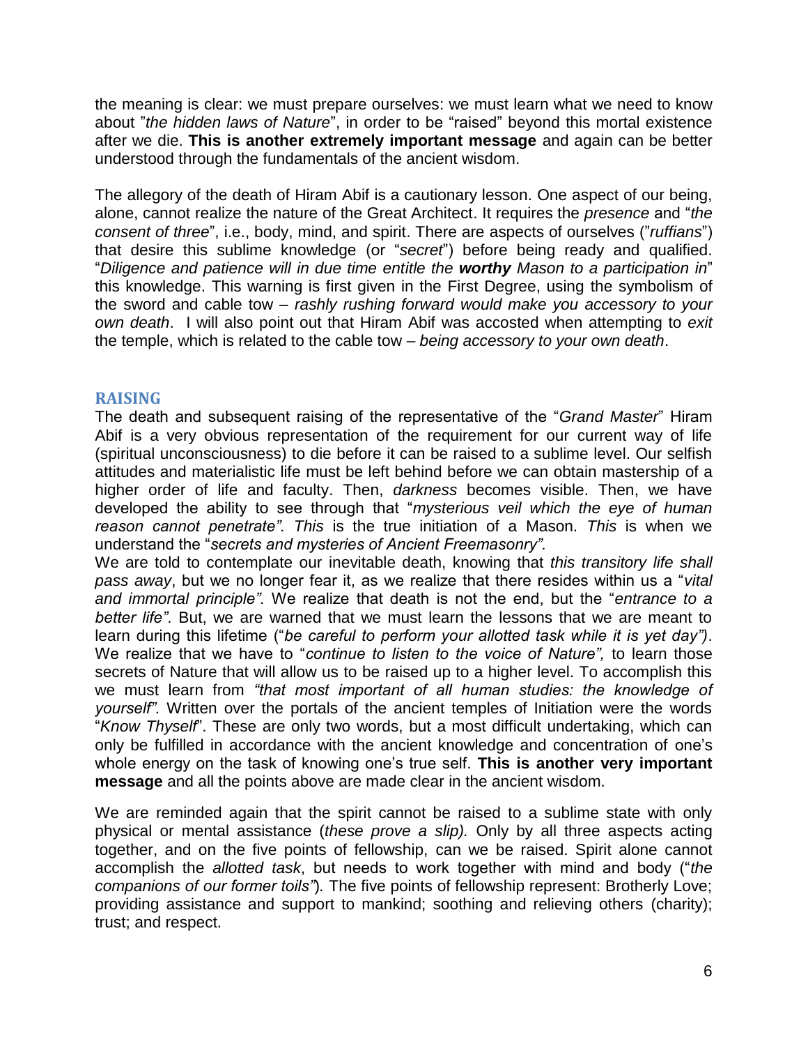the meaning is clear: we must prepare ourselves: we must learn what we need to know about "*the hidden laws of Nature*", in order to be "raised" beyond this mortal existence after we die. **This is another extremely important message** and again can be better understood through the fundamentals of the ancient wisdom.

The allegory of the death of Hiram Abif is a cautionary lesson. One aspect of our being, alone, cannot realize the nature of the Great Architect. It requires the *presence* and "*the consent of three*", i.e., body, mind, and spirit. There are aspects of ourselves ("*ruffians*") that desire this sublime knowledge (or "*secret*") before being ready and qualified. "*Diligence and patience will in due time entitle the **worthy** Mason to a participation in*" this knowledge. This warning is first given in the First Degree, using the symbolism of the sword and cable tow – *rashly rushing forward would make you accessory to your own death*. I will also point out that Hiram Abif was accosted when attempting to *exit* the temple, which is related to the cable tow – *being accessory to your own death*.

## RAISING

The death and subsequent raising of the representative of the "*Grand Master*" Hiram Abif is a very obvious representation of the requirement for our current way of life (spiritual unconsciousness) to die before it can be raised to a sublime level. Our selfish attitudes and materialistic life must be left behind before we can obtain mastership of a higher order of life and faculty. Then, *darkness* becomes visible. Then, we have developed the ability to see through that "*mysterious veil which the eye of human reason cannot penetrate". This* is the true initiation of a Mason. *This* is when we understand the "*secrets and mysteries of Ancient Freemasonry".*

We are told to contemplate our inevitable death, knowing that *this transitory life shall pass away*, but we no longer fear it, as we realize that there resides within us a "*vital and immortal principle".* We realize that death is not the end, but the "*entrance to a better life"*. But, we are warned that we must learn the lessons that we are meant to learn during this lifetime ("*be careful to perform your allotted task while it is yet day")*. We realize that we have to "*continue to listen to the voice of Nature",* to learn those secrets of Nature that will allow us to be raised up to a higher level. To accomplish this we must learn from *"that most important of all human studies: the knowledge of yourself"*. Written over the portals of the ancient temples of Initiation were the words "*Know Thyself*". These are only two words, but a most difficult undertaking, which can only be fulfilled in accordance with the ancient knowledge and concentration of one's whole energy on the task of knowing one's true self. **This is another very important message** and all the points above are made clear in the ancient wisdom.

We are reminded again that the spirit cannot be raised to a sublime state with only physical or mental assistance (*these prove a slip).* Only by all three aspects acting together, and on the five points of fellowship, can we be raised. Spirit alone cannot accomplish the *allotted task*, but needs to work together with mind and body ("*the companions of our former toils"*)*.* The five points of fellowship represent: Brotherly Love; providing assistance and support to mankind; soothing and relieving others (charity); trust; and respect.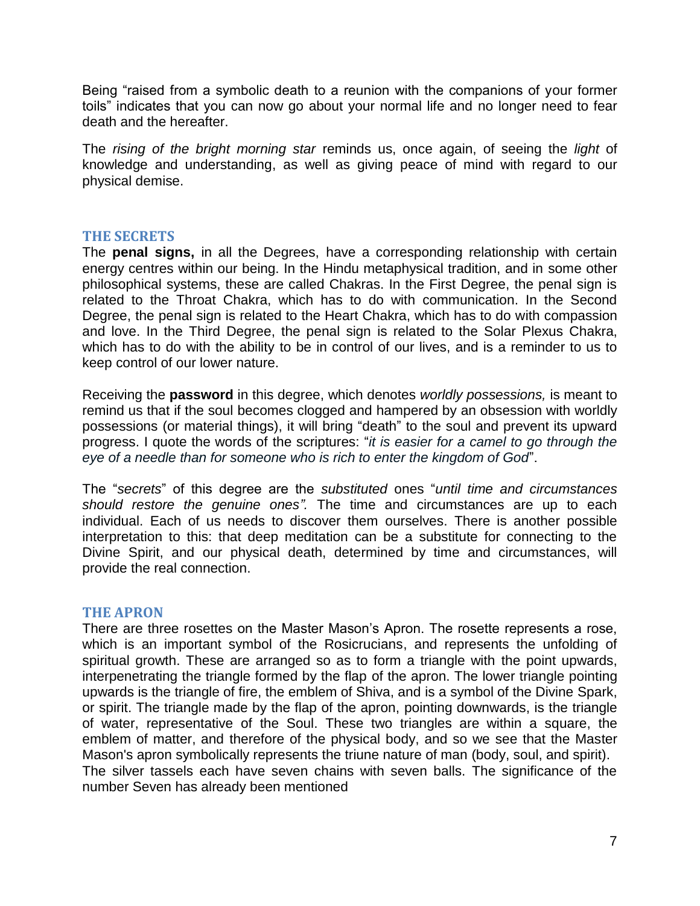Being "raised from a symbolic death to a reunion with the companions of your former toils" indicates that you can now go about your normal life and no longer need to fear death and the hereafter.

The *rising of the bright morning star* reminds us, once again, of seeing the *light* of knowledge and understanding, as well as giving peace of mind with regard to our physical demise.

## THE SECRETS

The **penal signs,** in all the Degrees, have a corresponding relationship with certain energy centres within our being. In the Hindu metaphysical tradition, and in some other philosophical systems, these are called Chakras. In the First Degree, the penal sign is related to the Throat Chakra, which has to do with communication. In the Second Degree, the penal sign is related to the Heart Chakra, which has to do with compassion and love. In the Third Degree, the penal sign is related to the Solar Plexus Chakra, which has to do with the ability to be in control of our lives, and is a reminder to us to keep control of our lower nature.

Receiving the **password** in this degree, which denotes *worldly possessions,* is meant to remind us that if the soul becomes clogged and hampered by an obsession with worldly possessions (or material things), it will bring "death" to the soul and prevent its upward progress. I quote the words of the scriptures: "*it is easier for a camel to go through the eye of a needle than for someone who is rich to enter the kingdom of God*".

The "*secrets*" of this degree are the *substituted* ones "*until time and circumstances should restore the genuine ones".* The time and circumstances are up to each individual. Each of us needs to discover them ourselves. There is another possible interpretation to this: that deep meditation can be a substitute for connecting to the Divine Spirit, and our physical death, determined by time and circumstances, will provide the real connection.

## THE APRON

There are three rosettes on the Master Mason's Apron. The rosette represents a rose, which is an important symbol of the Rosicrucians, and represents the unfolding of spiritual growth. These are arranged so as to form a triangle with the point upwards, interpenetrating the triangle formed by the flap of the apron. The lower triangle pointing upwards is the triangle of fire, the emblem of Shiva, and is a symbol of the Divine Spark, or spirit. The triangle made by the flap of the apron, pointing downwards, is the triangle of water, representative of the Soul. These two triangles are within a square, the emblem of matter, and therefore of the physical body, and so we see that the Master Mason's apron symbolically represents the triune nature of man (body, soul, and spirit).
The silver tassels each have seven chains with seven balls. The significance of the number Seven has already been mentioned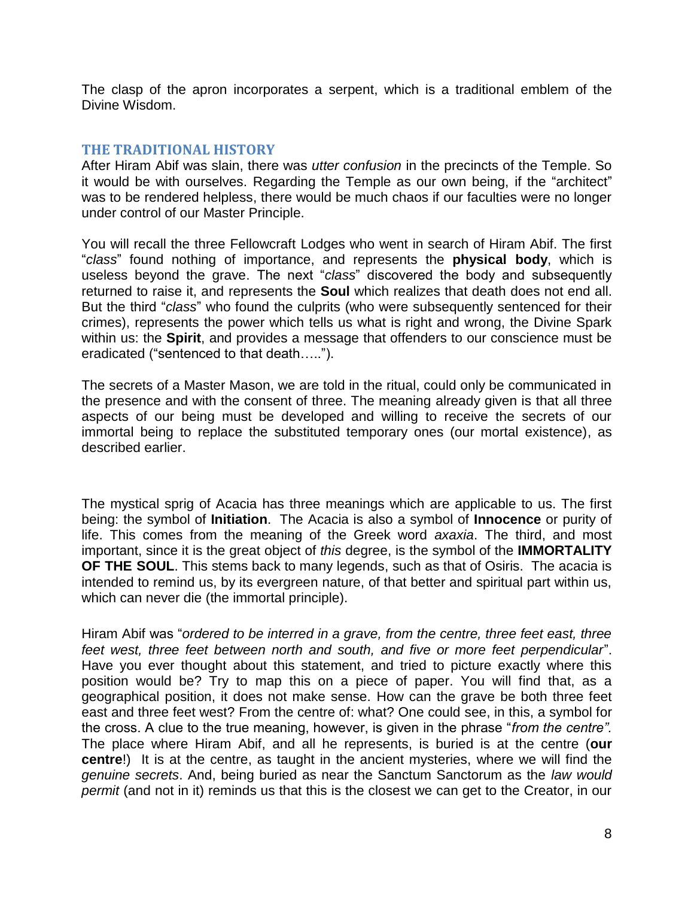The clasp of the apron incorporates a serpent, which is a traditional emblem of the Divine Wisdom.

## THE TRADITIONAL HISTORY

After Hiram Abif was slain, there was *utter confusion* in the precincts of the Temple. So it would be with ourselves. Regarding the Temple as our own being, if the "architect" was to be rendered helpless, there would be much chaos if our faculties were no longer under control of our Master Principle.

You will recall the three Fellowcraft Lodges who went in search of Hiram Abif. The first "*class*" found nothing of importance, and represents the **physical body**, which is useless beyond the grave. The next "*class*" discovered the body and subsequently returned to raise it, and represents the **Soul** which realizes that death does not end all. But the third "*class*" who found the culprits (who were subsequently sentenced for their crimes), represents the power which tells us what is right and wrong, the Divine Spark within us: the **Spirit**, and provides a message that offenders to our conscience must be eradicated ("sentenced to that death…..").

The secrets of a Master Mason, we are told in the ritual, could only be communicated in the presence and with the consent of three. The meaning already given is that all three aspects of our being must be developed and willing to receive the secrets of our immortal being to replace the substituted temporary ones (our mortal existence), as described earlier.

The mystical sprig of Acacia has three meanings which are applicable to us. The first being: the symbol of **Initiation**. The Acacia is also a symbol of **Innocence** or purity of life. This comes from the meaning of the Greek word *axaxia*. The third, and most important, since it is the great object of *this* degree, is the symbol of the **IMMORTALITY OF THE SOUL**. This stems back to many legends, such as that of Osiris. The acacia is intended to remind us, by its evergreen nature, of that better and spiritual part within us, which can never die (the immortal principle).

Hiram Abif was "*ordered to be interred in a grave, from the centre, three feet east, three feet west, three feet between north and south, and five or more feet perpendicular*". Have you ever thought about this statement, and tried to picture exactly where this position would be? Try to map this on a piece of paper. You will find that, as a geographical position, it does not make sense. How can the grave be both three feet east and three feet west? From the centre of: what? One could see, in this, a symbol for the cross. A clue to the true meaning, however, is given in the phrase "*from the centre".* The place where Hiram Abif, and all he represents, is buried is at the centre (**our centre**!) It is at the centre, as taught in the ancient mysteries, where we will find the *genuine secrets*. And, being buried as near the Sanctum Sanctorum as the *law would permit* (and not in it) reminds us that this is the closest we can get to the Creator, in our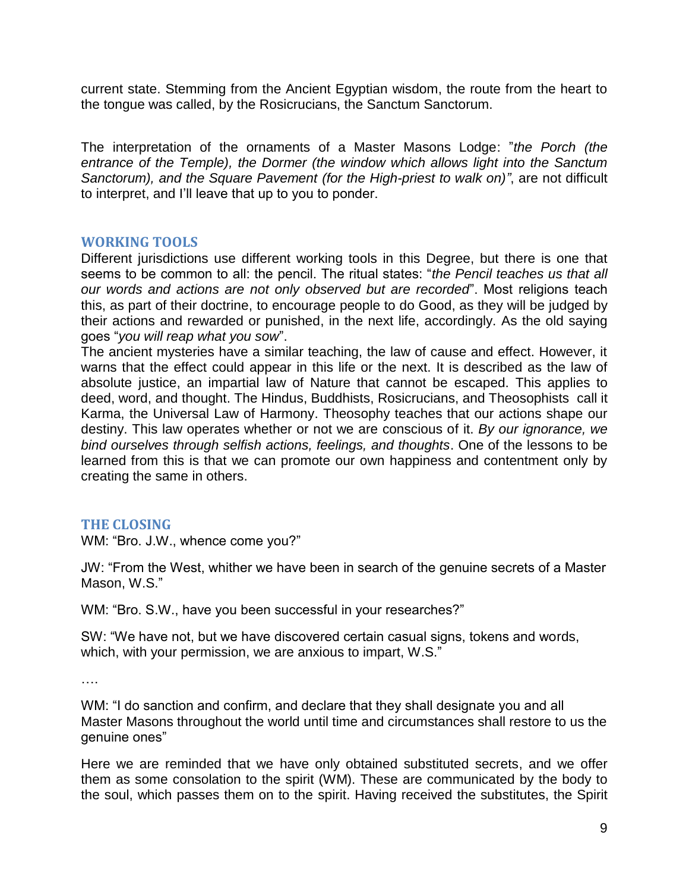current state. Stemming from the Ancient Egyptian wisdom, the route from the heart to the tongue was called, by the Rosicrucians, the Sanctum Sanctorum.

The interpretation of the ornaments of a Master Masons Lodge: "*the Porch (the entrance of the Temple), the Dormer (the window which allows light into the Sanctum Sanctorum), and the Square Pavement (for the High-priest to walk on)"*, are not difficult to interpret, and I'll leave that up to you to ponder.

## WORKING TOOLS

Different jurisdictions use different working tools in this Degree, but there is one that seems to be common to all: the pencil. The ritual states: "*the Pencil teaches us that all our words and actions are not only observed but are recorded*". Most religions teach this, as part of their doctrine, to encourage people to do Good, as they will be judged by their actions and rewarded or punished, in the next life, accordingly. As the old saying goes "*you will reap what you sow*".

The ancient mysteries have a similar teaching, the law of cause and effect. However, it warns that the effect could appear in this life or the next. It is described as the law of absolute justice, an impartial law of Nature that cannot be escaped. This applies to deed, word, and thought. The Hindus, Buddhists, Rosicrucians, and Theosophists call it Karma, the Universal Law of Harmony. Theosophy teaches that our actions shape our destiny. This law operates whether or not we are conscious of it. *By our ignorance, we bind ourselves through selfish actions, feelings, and thoughts*. One of the lessons to be learned from this is that we can promote our own happiness and contentment only by creating the same in others.

## THE CLOSING

WM: "Bro. J.W., whence come you?"

JW: "From the West, whither we have been in search of the genuine secrets of a Master Mason, W.S."

WM: "Bro. S.W., have you been successful in your researches?"

SW: "We have not, but we have discovered certain casual signs, tokens and words, which, with your permission, we are anxious to impart, W.S."

….

WM: "I do sanction and confirm, and declare that they shall designate you and all Master Masons throughout the world until time and circumstances shall restore to us the genuine ones"

Here we are reminded that we have only obtained substituted secrets, and we offer them as some consolation to the spirit (WM). These are communicated by the body to the soul, which passes them on to the spirit. Having received the substitutes, the Spirit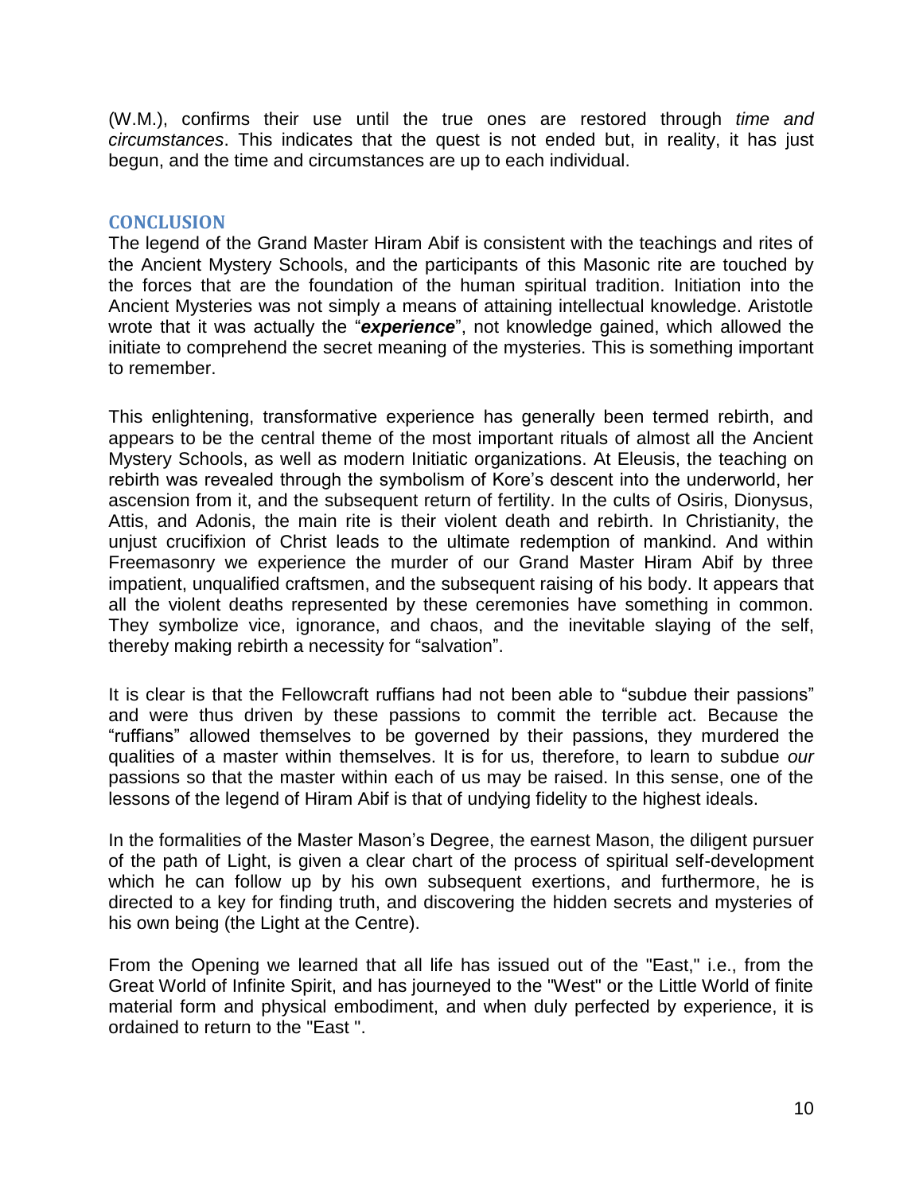(W.M.), confirms their use until the true ones are restored through *time and circumstances*. This indicates that the quest is not ended but, in reality, it has just begun, and the time and circumstances are up to each individual.

## CONCLUSION

The legend of the Grand Master Hiram Abif is consistent with the teachings and rites of the Ancient Mystery Schools, and the participants of this Masonic rite are touched by the forces that are the foundation of the human spiritual tradition. Initiation into the Ancient Mysteries was not simply a means of attaining intellectual knowledge. Aristotle wrote that it was actually the "***experience***", not knowledge gained, which allowed the initiate to comprehend the secret meaning of the mysteries. This is something important to remember.

This enlightening, transformative experience has generally been termed rebirth, and appears to be the central theme of the most important rituals of almost all the Ancient Mystery Schools, as well as modern Initiatic organizations. At Eleusis, the teaching on rebirth was revealed through the symbolism of Kore's descent into the underworld, her ascension from it, and the subsequent return of fertility. In the cults of Osiris, Dionysus, Attis, and Adonis, the main rite is their violent death and rebirth. In Christianity, the unjust crucifixion of Christ leads to the ultimate redemption of mankind. And within Freemasonry we experience the murder of our Grand Master Hiram Abif by three impatient, unqualified craftsmen, and the subsequent raising of his body. It appears that all the violent deaths represented by these ceremonies have something in common. They symbolize vice, ignorance, and chaos, and the inevitable slaying of the self, thereby making rebirth a necessity for "salvation".

It is clear is that the Fellowcraft ruffians had not been able to "subdue their passions" and were thus driven by these passions to commit the terrible act. Because the "ruffians" allowed themselves to be governed by their passions, they murdered the qualities of a master within themselves. It is for us, therefore, to learn to subdue *our* passions so that the master within each of us may be raised. In this sense, one of the lessons of the legend of Hiram Abif is that of undying fidelity to the highest ideals.

In the formalities of the Master Mason's Degree, the earnest Mason, the diligent pursuer of the path of Light, is given a clear chart of the process of spiritual self-development which he can follow up by his own subsequent exertions, and furthermore, he is directed to a key for finding truth, and discovering the hidden secrets and mysteries of his own being (the Light at the Centre).

From the Opening we learned that all life has issued out of the "East," i.e., from the Great World of Infinite Spirit, and has journeyed to the "West" or the Little World of finite material form and physical embodiment, and when duly perfected by experience, it is ordained to return to the "East ".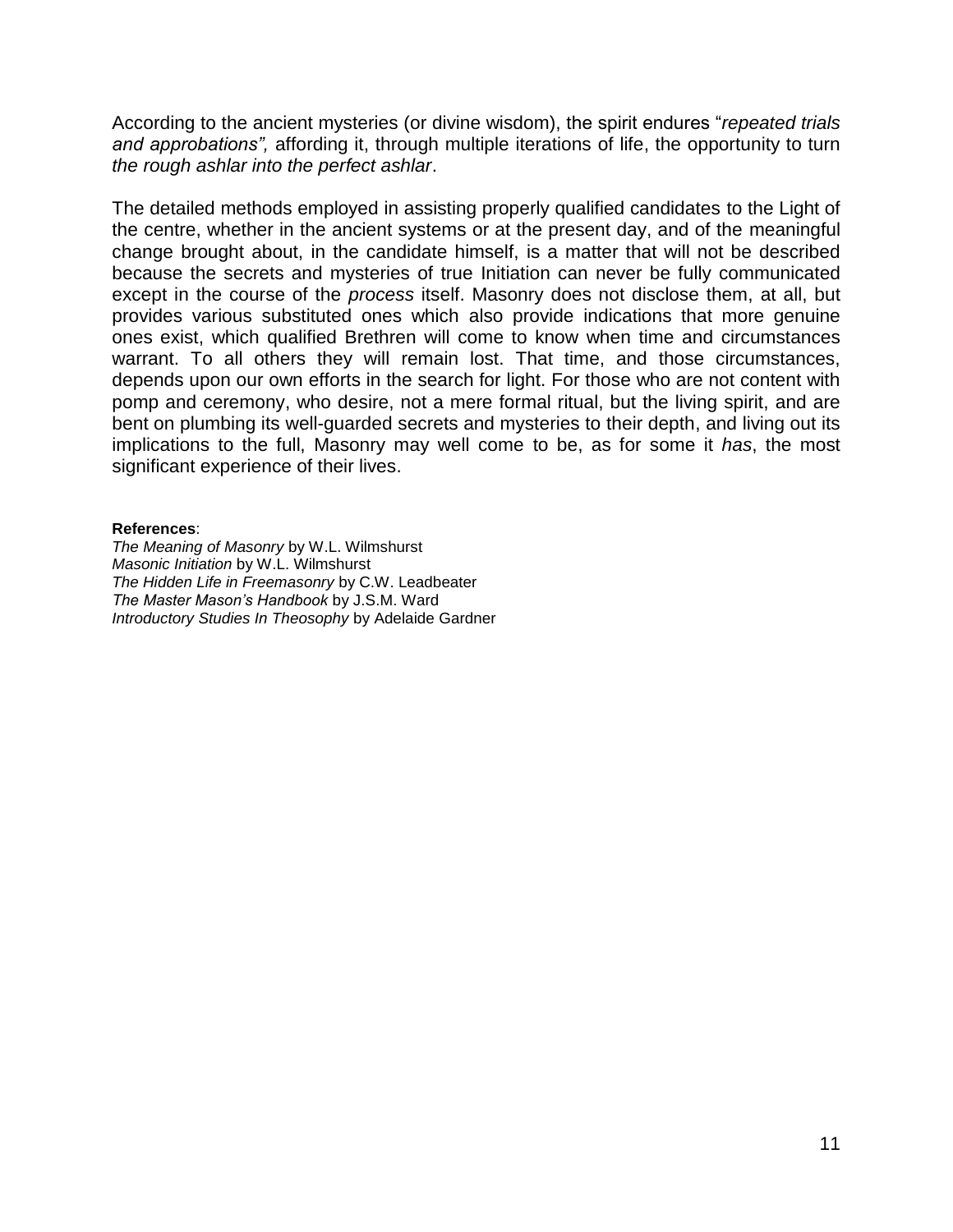According to the ancient mysteries (or divine wisdom), the spirit endures "*repeated trials and approbations",* affording it, through multiple iterations of life, the opportunity to turn *the rough ashlar into the perfect ashlar*.

The detailed methods employed in assisting properly qualified candidates to the Light of the centre, whether in the ancient systems or at the present day, and of the meaningful change brought about, in the candidate himself, is a matter that will not be described because the secrets and mysteries of true Initiation can never be fully communicated except in the course of the *process* itself. Masonry does not disclose them, at all, but provides various substituted ones which also provide indications that more genuine ones exist, which qualified Brethren will come to know when time and circumstances warrant. To all others they will remain lost. That time, and those circumstances, depends upon our own efforts in the search for light. For those who are not content with pomp and ceremony, who desire, not a mere formal ritual, but the living spirit, and are bent on plumbing its well-guarded secrets and mysteries to their depth, and living out its implications to the full, Masonry may well come to be, as for some it *has*, the most significant experience of their lives.

**References**:
*The Meaning of Masonry* by W.L. Wilmshurst
*Masonic Initiation* by W.L. Wilmshurst
*The Hidden Life in Freemasonry* by C.W. Leadbeater
*The Master Mason's Handbook* by J.S.M. Ward
*Introductory Studies In Theosophy* by Adelaide Gardner